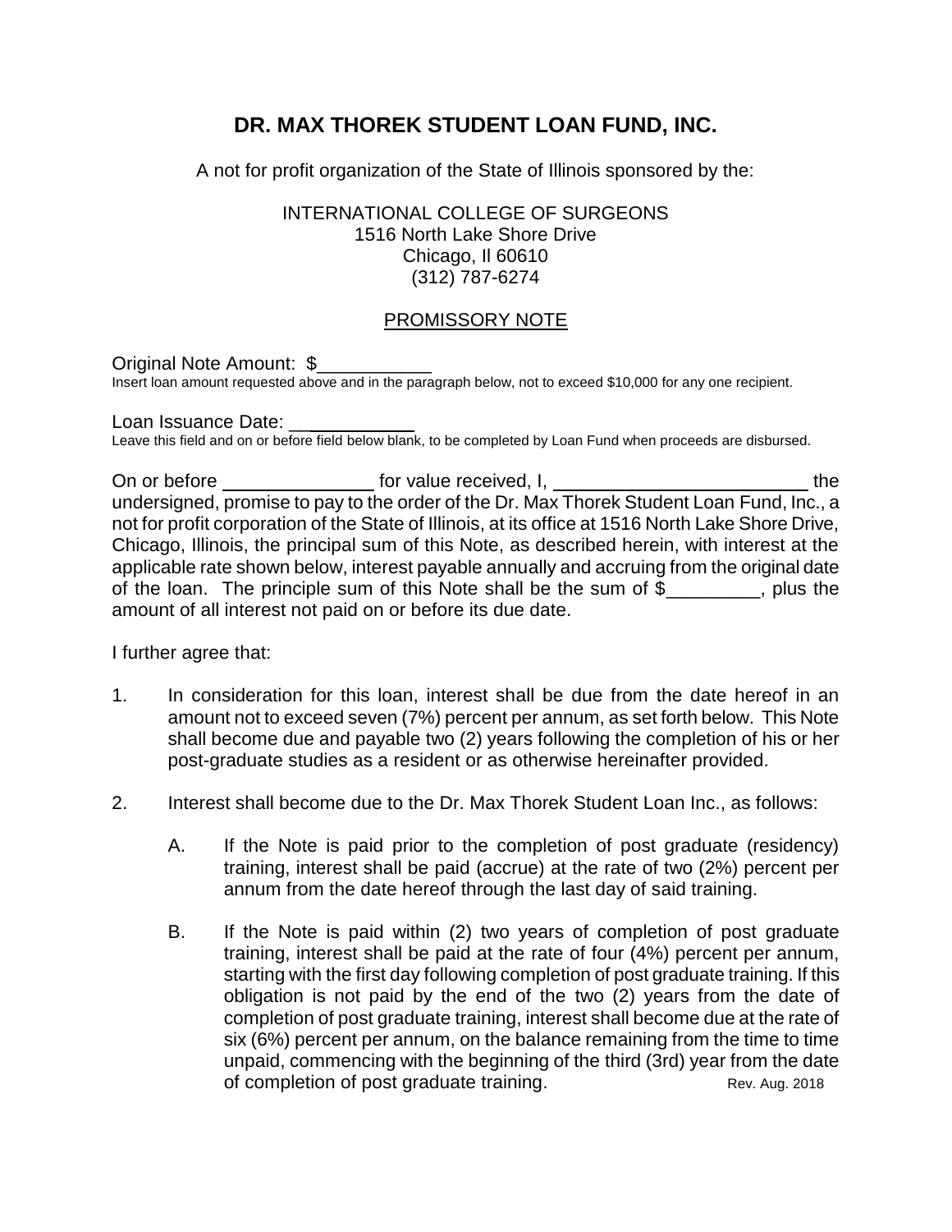# DR. MAX THOREK STUDENT LOAN FUND, INC.

A not for profit organization of the State of Illinois sponsored by the:

INTERNATIONAL COLLEGE OF SURGEONS
1516 North Lake Shore Drive
Chicago, Il 60610
(312) 787-6274

PROMISSORY NOTE

Original Note Amount: $___________
Insert loan amount requested above and in the paragraph below, not to exceed $10,000 for any one recipient.

Loan Issuance Date: ____________
Leave this field and on or before field below blank, to be completed by Loan Fund when proceeds are disbursed.

On or before ______________ for value received, I, ________________________ the undersigned, promise to pay to the order of the Dr. Max Thorek Student Loan Fund, Inc., a not for profit corporation of the State of Illinois, at its office at 1516 North Lake Shore Drive, Chicago, Illinois, the principal sum of this Note, as described herein, with interest at the applicable rate shown below, interest payable annually and accruing from the original date of the loan. The principle sum of this Note shall be the sum of $_________, plus the amount of all interest not paid on or before its due date.

I further agree that:

1. In consideration for this loan, interest shall be due from the date hereof in an amount not to exceed seven (7%) percent per annum, as set forth below. This Note shall become due and payable two (2) years following the completion of his or her post-graduate studies as a resident or as otherwise hereinafter provided.

2. Interest shall become due to the Dr. Max Thorek Student Loan Inc., as follows:

   A. If the Note is paid prior to the completion of post graduate (residency) training, interest shall be paid (accrue) at the rate of two (2%) percent per annum from the date hereof through the last day of said training.

   B. If the Note is paid within (2) two years of completion of post graduate training, interest shall be paid at the rate of four (4%) percent per annum, starting with the first day following completion of post graduate training. If this obligation is not paid by the end of the two (2) years from the date of completion of post graduate training, interest shall become due at the rate of six (6%) percent per annum, on the balance remaining from the time to time unpaid, commencing with the beginning of the third (3rd) year from the date of completion of post graduate training.

Rev. Aug. 2018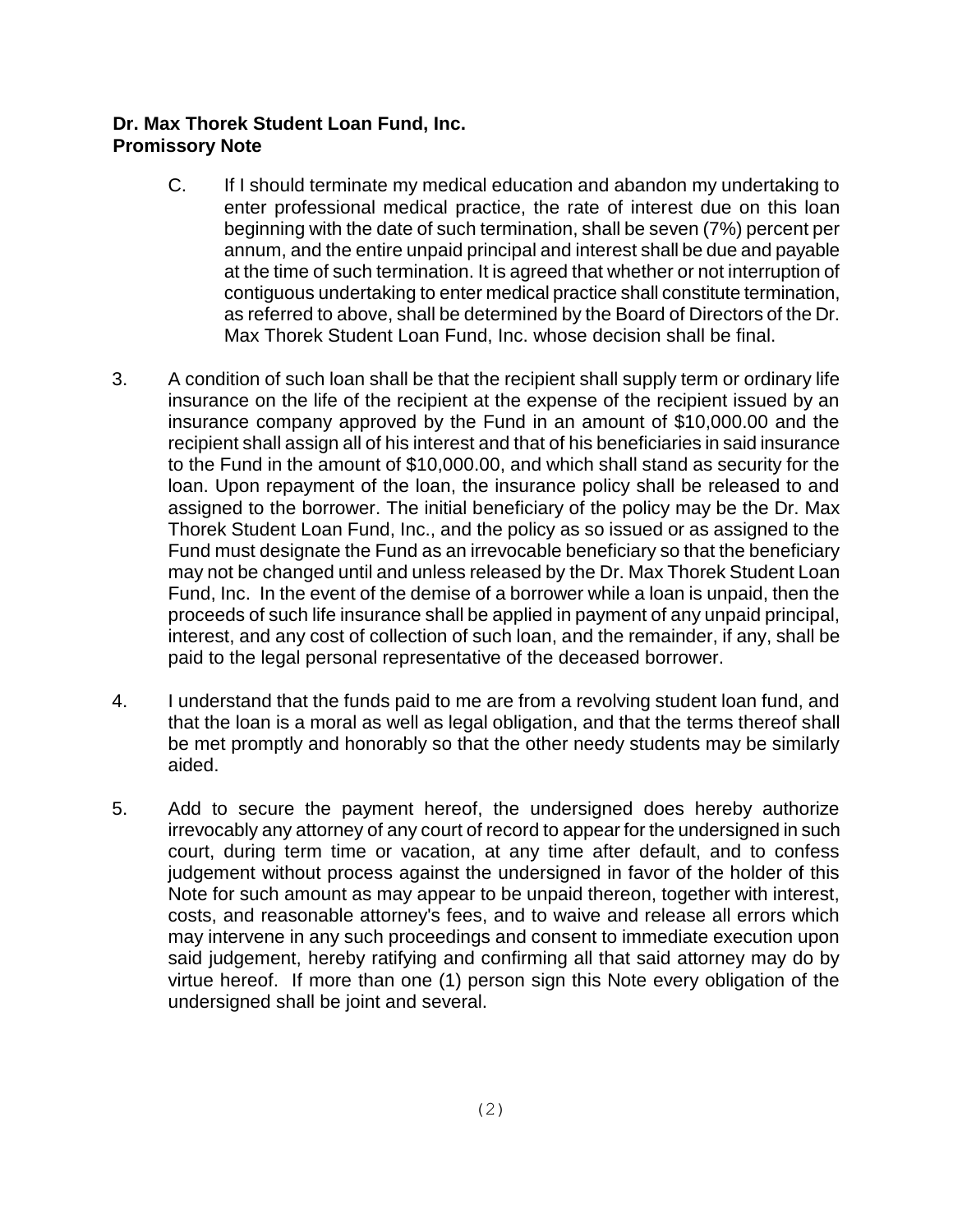**Dr. Max Thorek Student Loan Fund, Inc.**
**Promissory Note**

C. If I should terminate my medical education and abandon my undertaking to enter professional medical practice, the rate of interest due on this loan beginning with the date of such termination, shall be seven (7%) percent per annum, and the entire unpaid principal and interest shall be due and payable at the time of such termination. It is agreed that whether or not interruption of contiguous undertaking to enter medical practice shall constitute termination, as referred to above, shall be determined by the Board of Directors of the Dr. Max Thorek Student Loan Fund, Inc. whose decision shall be final.

3. A condition of such loan shall be that the recipient shall supply term or ordinary life insurance on the life of the recipient at the expense of the recipient issued by an insurance company approved by the Fund in an amount of $10,000.00 and the recipient shall assign all of his interest and that of his beneficiaries in said insurance to the Fund in the amount of $10,000.00, and which shall stand as security for the loan. Upon repayment of the loan, the insurance policy shall be released to and assigned to the borrower. The initial beneficiary of the policy may be the Dr. Max Thorek Student Loan Fund, Inc., and the policy as so issued or as assigned to the Fund must designate the Fund as an irrevocable beneficiary so that the beneficiary may not be changed until and unless released by the Dr. Max Thorek Student Loan Fund, Inc. In the event of the demise of a borrower while a loan is unpaid, then the proceeds of such life insurance shall be applied in payment of any unpaid principal, interest, and any cost of collection of such loan, and the remainder, if any, shall be paid to the legal personal representative of the deceased borrower.

4. I understand that the funds paid to me are from a revolving student loan fund, and that the loan is a moral as well as legal obligation, and that the terms thereof shall be met promptly and honorably so that the other needy students may be similarly aided.

5. Add to secure the payment hereof, the undersigned does hereby authorize irrevocably any attorney of any court of record to appear for the undersigned in such court, during term time or vacation, at any time after default, and to confess judgement without process against the undersigned in favor of the holder of this Note for such amount as may appear to be unpaid thereon, together with interest, costs, and reasonable attorney's fees, and to waive and release all errors which may intervene in any such proceedings and consent to immediate execution upon said judgement, hereby ratifying and confirming all that said attorney may do by virtue hereof. If more than one (1) person sign this Note every obligation of the undersigned shall be joint and several.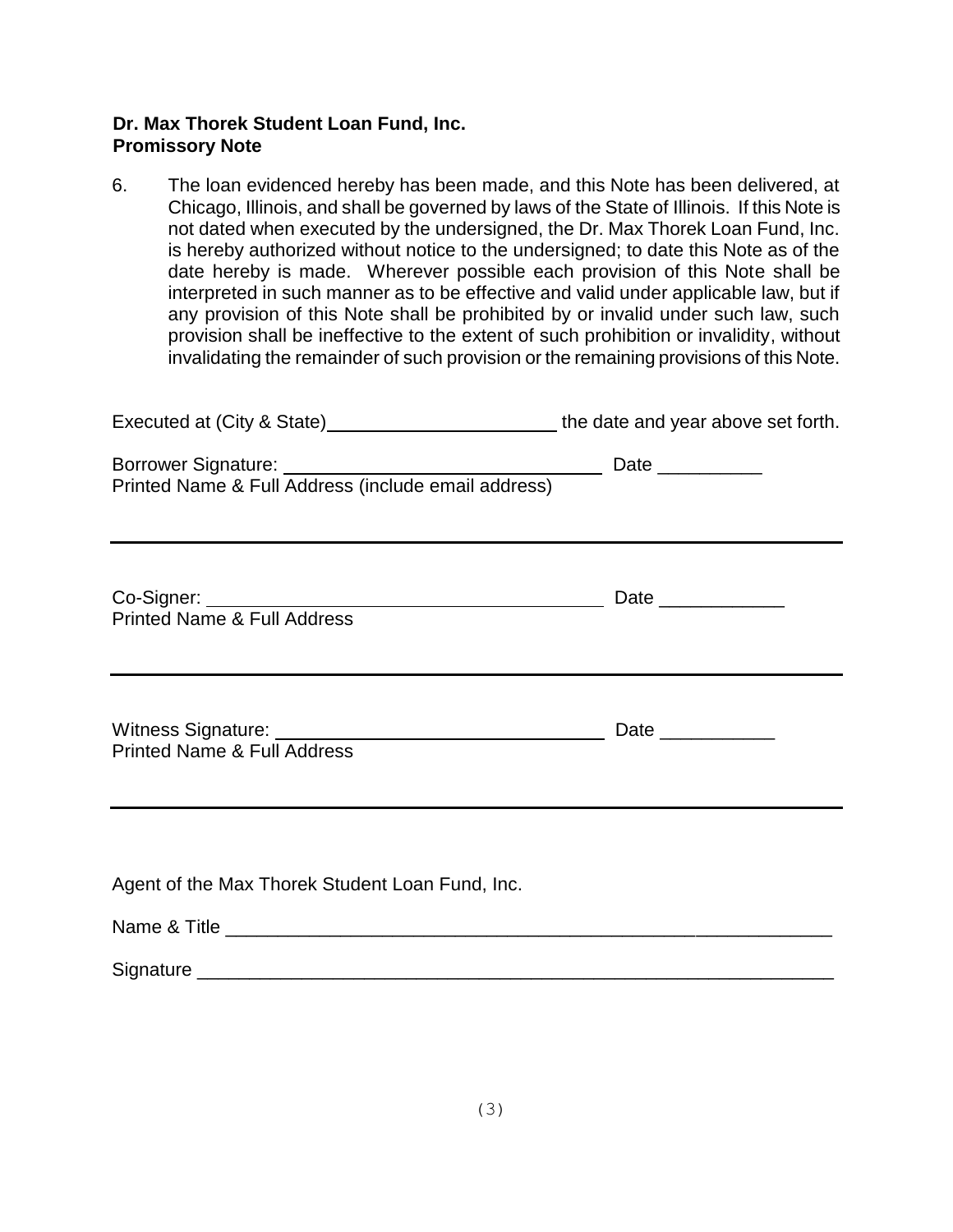**Dr. Max Thorek Student Loan Fund, Inc.**
**Promissory Note**

6. The loan evidenced hereby has been made, and this Note has been delivered, at Chicago, Illinois, and shall be governed by laws of the State of Illinois. If this Note is not dated when executed by the undersigned, the Dr. Max Thorek Loan Fund, Inc. is hereby authorized without notice to the undersigned; to date this Note as of the date hereby is made. Wherever possible each provision of this Note shall be interpreted in such manner as to be effective and valid under applicable law, but if any provision of this Note shall be prohibited by or invalid under such law, such provision shall be ineffective to the extent of such prohibition or invalidity, without invalidating the remainder of such provision or the remaining provisions of this Note.

Executed at (City & State)______________________ the date and year above set forth.

Borrower Signature: ______________________________ Date __________
Printed Name & Full Address (include email address)

_______________________________________________________________________

Co-Signer: ____________________________________ Date ____________
Printed Name & Full Address

_______________________________________________________________________

Witness Signature: ______________________________ Date ___________
Printed Name & Full Address

_______________________________________________________________________

Agent of the Max Thorek Student Loan Fund, Inc.

Name & Title ___________________________________________________________

Signature ______________________________________________________________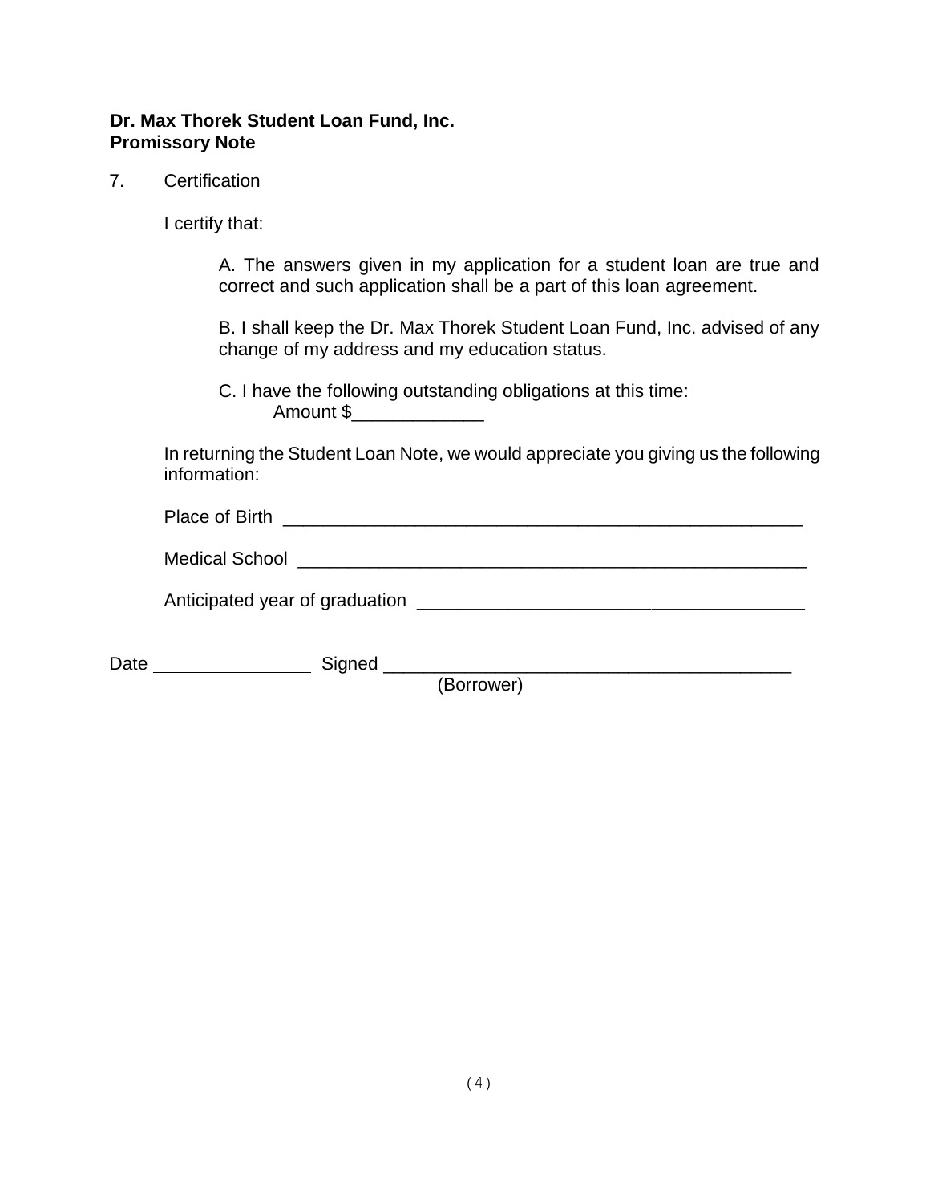**Dr. Max Thorek Student Loan Fund, Inc.**
**Promissory Note**

7. Certification

I certify that:

A. The answers given in my application for a student loan are true and correct and such application shall be a part of this loan agreement.

B. I shall keep the Dr. Max Thorek Student Loan Fund, Inc. advised of any change of my address and my education status.

C. I have the following outstanding obligations at this time:
Amount $_____________

In returning the Student Loan Note, we would appreciate you giving us the following information:

Place of Birth ____________________________________________________

Medical School ____________________________________________________

Anticipated year of graduation ______________________________________

Date _______________ Signed ________________________________________
(Borrower)